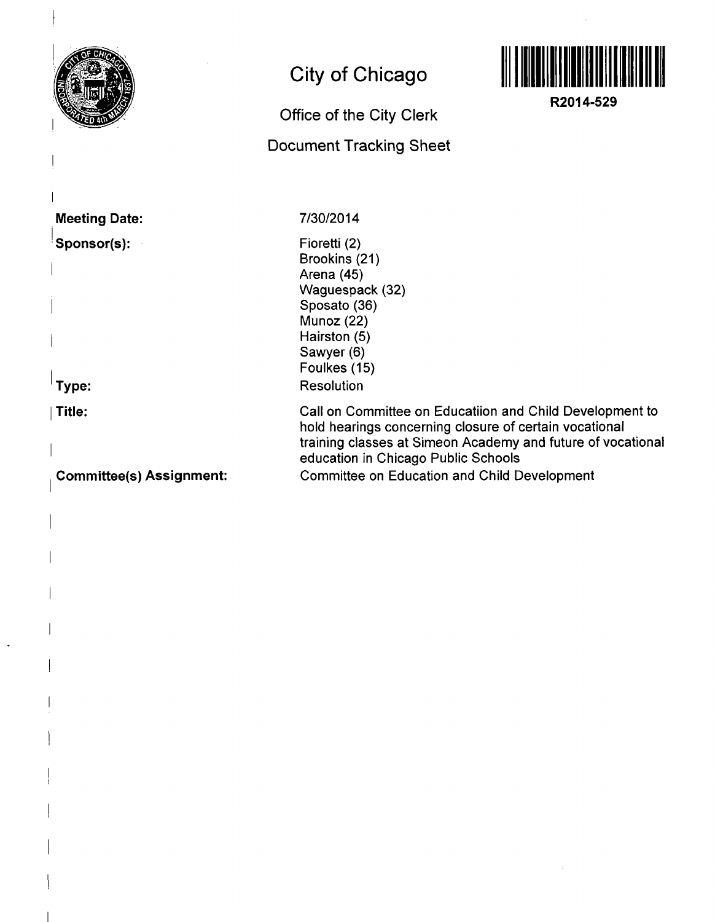# City of Chicago

## Office of the City Clerk

## Document Tracking Sheet

**R2014-529**

**Meeting Date:** 7/30/2014

**Sponsor(s):**
Fioretti (2)
Brookins (21)
Arena (45)
Waguespack (32)
Sposato (36)
Munoz (22)
Hairston (5)
Sawyer (6)
Foulkes (15)

**Type:** Resolution

**Title:** Call on Committee on Educatiion and Child Development to hold hearings concerning closure of certain vocational training classes at Simeon Academy and future of vocational education in Chicago Public Schools

**Committee(s) Assignment:** Committee on Education and Child Development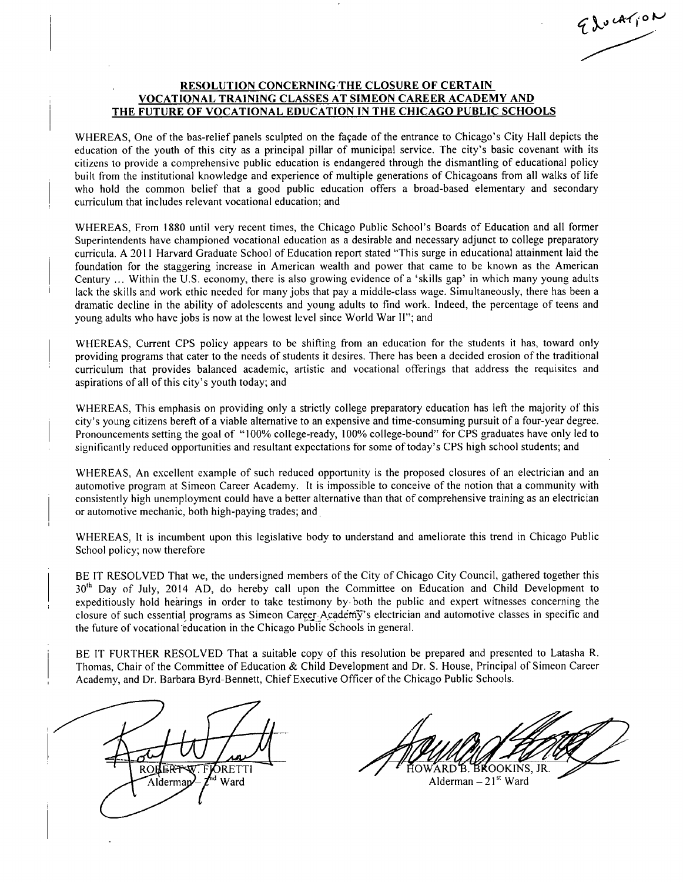Education

## RESOLUTION CONCERNING THE CLOSURE OF CERTAIN VOCATIONAL TRAINING CLASSES AT SIMEON CAREER ACADEMY AND THE FUTURE OF VOCATIONAL EDUCATION IN THE CHICAGO PUBLIC SCHOOLS

WHEREAS, One of the bas-relief panels sculpted on the façade of the entrance to Chicago's City Hall depicts the education of the youth of this city as a principal pillar of municipal service. The city's basic covenant with its citizens to provide a comprehensive public education is endangered through the dismantling of educational policy built from the institutional knowledge and experience of multiple generations of Chicagoans from all walks of life who hold the common belief that a good public education offers a broad-based elementary and secondary curriculum that includes relevant vocational education; and

WHEREAS, From 1880 until very recent times, the Chicago Public School's Boards of Education and all former Superintendents have championed vocational education as a desirable and necessary adjunct to college preparatory curricula. A 2011 Harvard Graduate School of Education report stated "This surge in educational attainment laid the foundation for the staggering increase in American wealth and power that came to be known as the American Century ... Within the U.S. economy, there is also growing evidence of a 'skills gap' in which many young adults lack the skills and work ethic needed for many jobs that pay a middle-class wage. Simultaneously, there has been a dramatic decline in the ability of adolescents and young adults to find work. Indeed, the percentage of teens and young adults who have jobs is now at the lowest level since World War II"; and

WHEREAS, Current CPS policy appears to be shifting from an education for the students it has, toward only providing programs that cater to the needs of students it desires. There has been a decided erosion of the traditional curriculum that provides balanced academic, artistic and vocational offerings that address the requisites and aspirations of all of this city's youth today; and

WHEREAS, This emphasis on providing only a strictly college preparatory education has left the majority of this city's young citizens bereft of a viable alternative to an expensive and time-consuming pursuit of a four-year degree. Pronouncements setting the goal of "100% college-ready, 100% college-bound" for CPS graduates have only led to significantly reduced opportunities and resultant expectations for some of today's CPS high school students; and

WHEREAS, An excellent example of such reduced opportunity is the proposed closures of an electrician and an automotive program at Simeon Career Academy. It is impossible to conceive of the notion that a community with consistently high unemployment could have a better alternative than that of comprehensive training as an electrician or automotive mechanic, both high-paying trades; and

WHEREAS, It is incumbent upon this legislative body to understand and ameliorate this trend in Chicago Public School policy; now therefore

BE IT RESOLVED That we, the undersigned members of the City of Chicago City Council, gathered together this 30th Day of July, 2014 AD, do hereby call upon the Committee on Education and Child Development to expeditiously hold hearings in order to take testimony by both the public and expert witnesses concerning the closure of such essential programs as Simeon Career Academy's electrician and automotive classes in specific and the future of vocational education in the Chicago Public Schools in general.

BE IT FURTHER RESOLVED That a suitable copy of this resolution be prepared and presented to Latasha R. Thomas, Chair of the Committee of Education & Child Development and Dr. S. House, Principal of Simeon Career Academy, and Dr. Barbara Byrd-Bennett, Chief Executive Officer of the Chicago Public Schools.

ROBERT W. FIORETTI
Alderman – 2nd Ward

HOWARD B. BROOKINS, JR.
Alderman – 21st Ward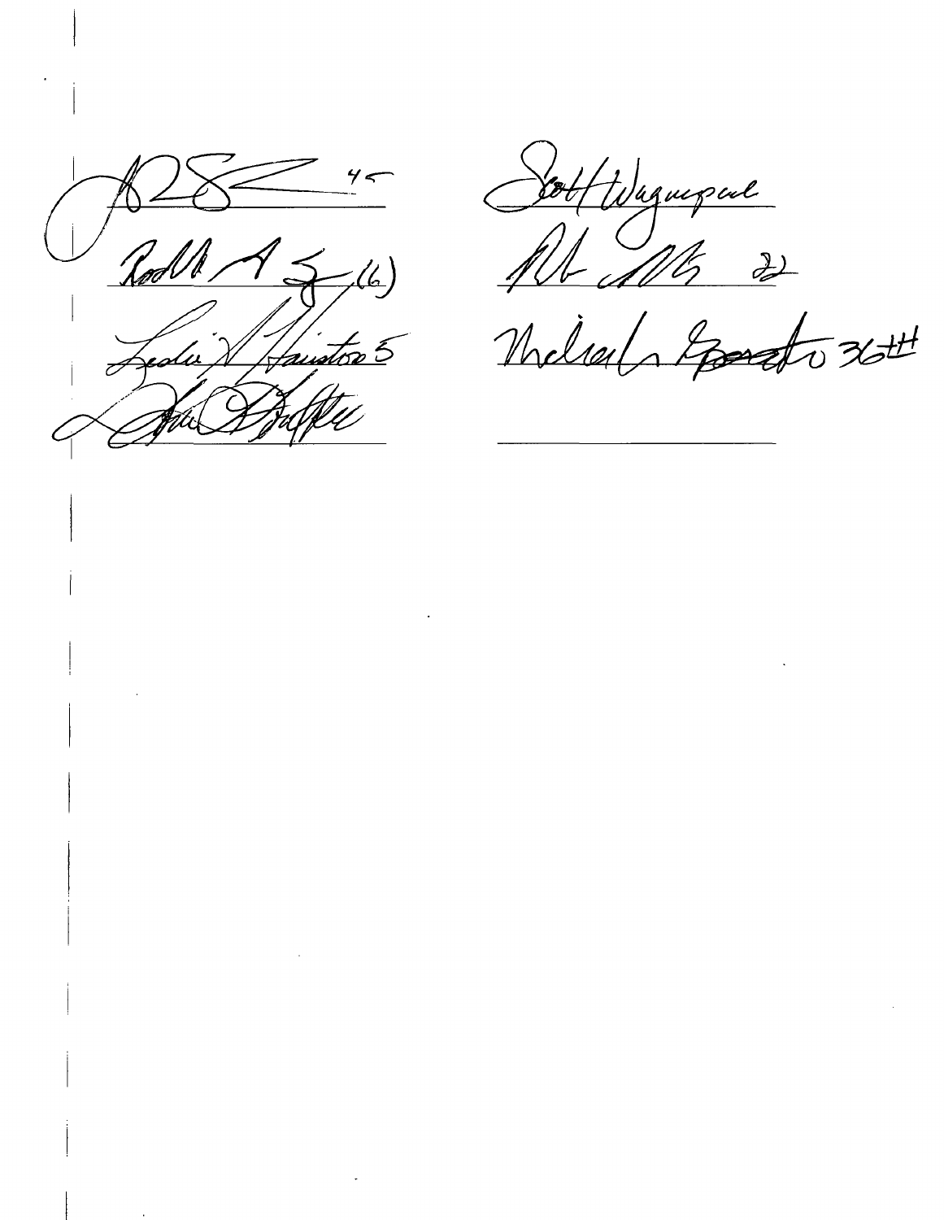| | |
|---|---|
| [signature] 45 | Scott Wagner [signature] |
| Todd A. [signature] (6) | [signature] 22 |
| Leslie [signature] 5 | Michael [signature] 36th |
| [signature] | |